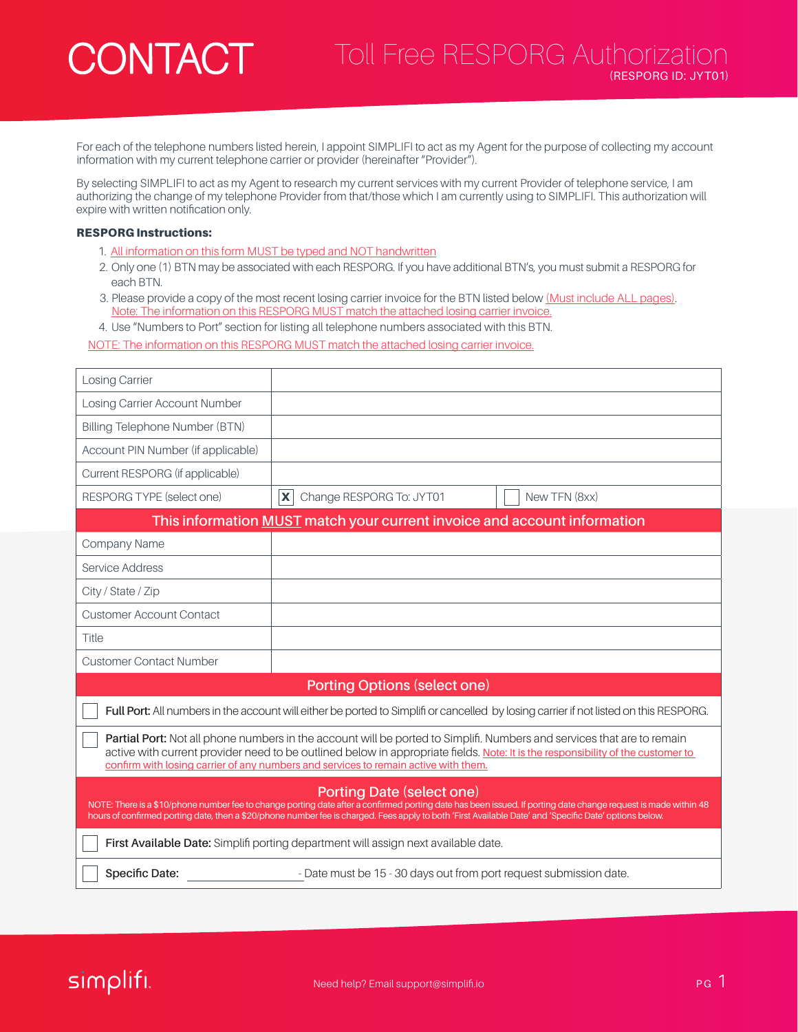# CONTACT

## Toll Free RESPORG Authorization

(RESPORG ID: JYT01)

For each of the telephone numbers listed herein, I appoint SIMPLIFI to act as my Agent for the purpose of collecting my account information with my current telephone carrier or provider (hereinafter "Provider").

By selecting SIMPLIFI to act as my Agent to research my current services with my current Provider of telephone service, I am authorizing the change of my telephone Provider from that/those which I am currently using to SIMPLIFI. This authorization will expire with written notification only.

**RESPORG Instructions:**

1. All information on this form MUST be typed and NOT handwritten
2. Only one (1) BTN may be associated with each RESPORG. If you have additional BTN's, you must submit a RESPORG for each BTN.
3. Please provide a copy of the most recent losing carrier invoice for the BTN listed below (Must include ALL pages). Note: The information on this RESPORG MUST match the attached losing carrier invoice.
4. Use "Numbers to Port" section for listing all telephone numbers associated with this BTN.

NOTE: The information on this RESPORG MUST match the attached losing carrier invoice.

| | | |
|---|---|---|
| Losing Carrier | | |
| Losing Carrier Account Number | | |
| Billing Telephone Number (BTN) | | |
| Account PIN Number (if applicable) | | |
| Current RESPORG (if applicable) | | |
| RESPORG TYPE (select one) | [X] Change RESPORG To: JYT01 | [ ] New TFN (8xx) |
| **This information MUST match your current invoice and account information** | | |
| Company Name | | |
| Service Address | | |
| City / State / Zip | | |
| Customer Account Contact | | |
| Title | | |
| Customer Contact Number | | |

**Porting Options (select one)**

- [ ] **Full Port:** All numbers in the account will either be ported to Simplifi or cancelled by losing carrier if not listed on this RESPORG.
- [ ] **Partial Port:** Not all phone numbers in the account will be ported to Simplifi. Numbers and services that are to remain active with current provider need to be outlined below in appropriate fields. Note: It is the responsibility of the customer to confirm with losing carrier of any numbers and services to remain active with them.

**Porting Date (select one)**

NOTE: There is a $10/phone number fee to change porting date after a confirmed porting date has been issued. If porting date change request is made within 48 hours of confirmed porting date, then a $20/phone number fee is charged. Fees apply to both 'First Available Date' and 'Specific Date' options below.

- [ ] **First Available Date:** Simplifi porting department will assign next available date.
- [ ] **Specific Date:** ____________ - Date must be 15 - 30 days out from port request submission date.

simplifi

Need help? Email support@simplifi.io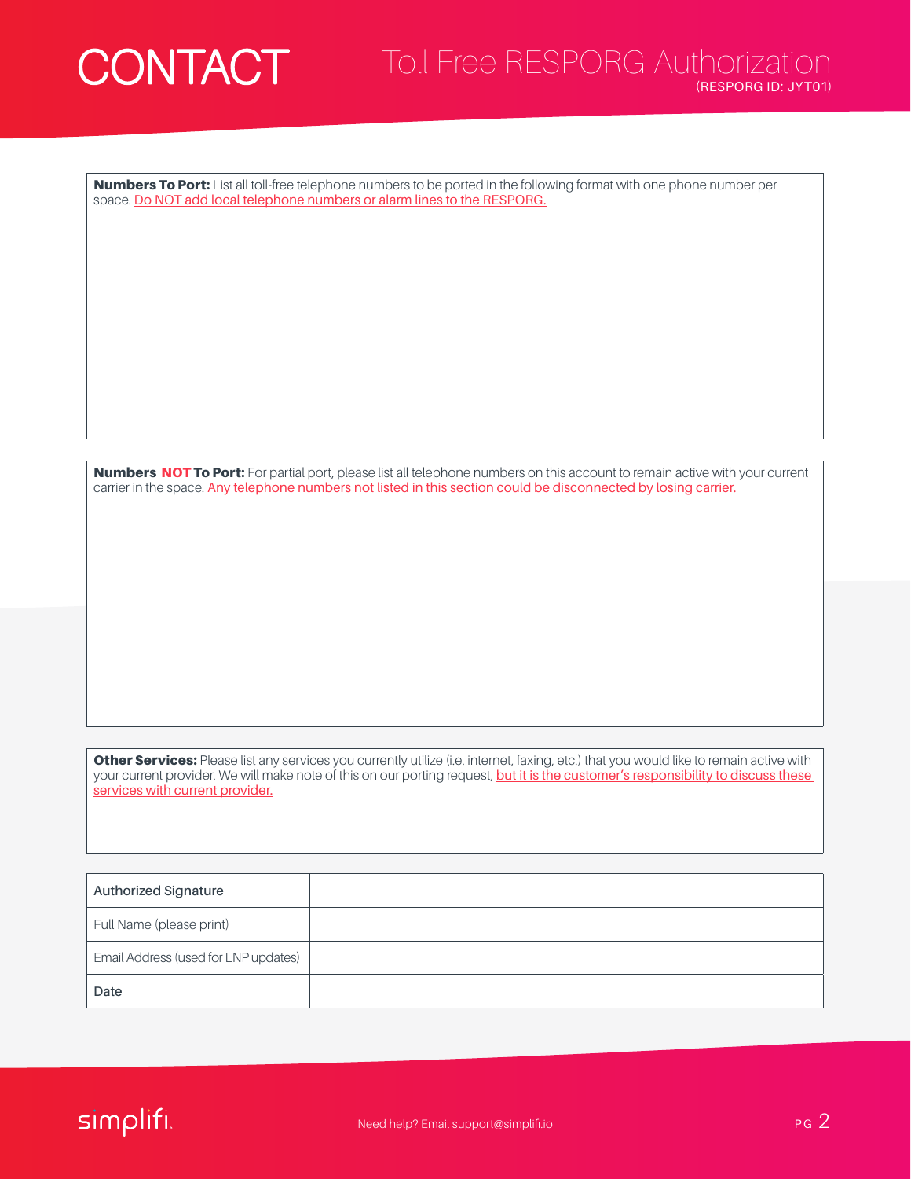# CONTACT

## Toll Free RESPORG Authorization

(RESPORG ID: JYT01)

**Numbers To Port:** List all toll-free telephone numbers to be ported in the following format with one phone number per space. Do NOT add local telephone numbers or alarm lines to the RESPORG.

**Numbers NOT To Port:** For partial port, please list all telephone numbers on this account to remain active with your current carrier in the space. Any telephone numbers not listed in this section could be disconnected by losing carrier.

**Other Services:** Please list any services you currently utilize (i.e. internet, faxing, etc.) that you would like to remain active with your current provider. We will make note of this on our porting request, but it is the customer's responsibility to discuss these services with current provider.

| | |
|---|---|
| Authorized Signature | |
| Full Name (please print) | |
| Email Address (used for LNP updates) | |
| Date | |

simplifi

Need help? Email support@simplifi.io